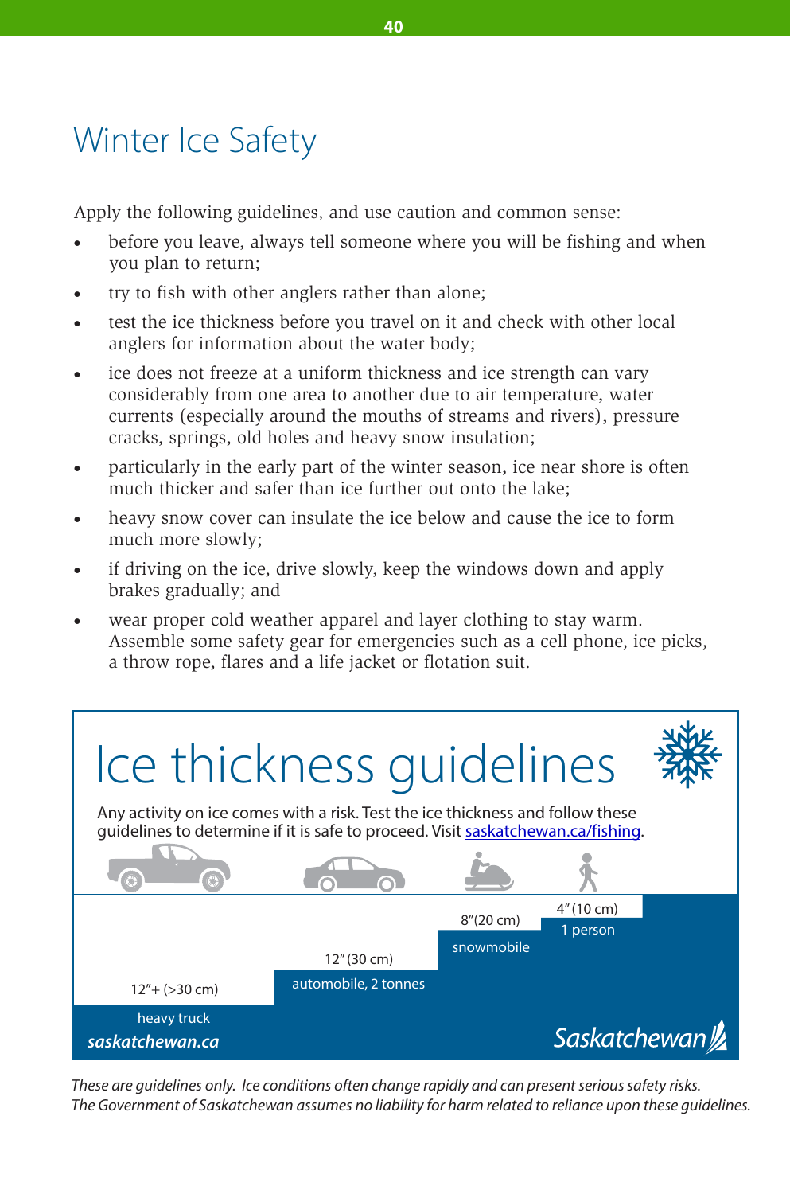# Winter Ice Safety

Apply the following guidelines, and use caution and common sense:

- before you leave, always tell someone where you will be fishing and when you plan to return;
- try to fish with other anglers rather than alone;
- test the ice thickness before you travel on it and check with other local anglers for information about the water body;
- ice does not freeze at a uniform thickness and ice strength can vary considerably from one area to another due to air temperature, water currents (especially around the mouths of streams and rivers), pressure cracks, springs, old holes and heavy snow insulation;
- particularly in the early part of the winter season, ice near shore is often much thicker and safer than ice further out onto the lake;
- heavy snow cover can insulate the ice below and cause the ice to form much more slowly;
- if driving on the ice, drive slowly, keep the windows down and apply brakes gradually; and
- wear proper cold weather apparel and layer clothing to stay warm. Assemble some safety gear for emergencies such as a cell phone, ice picks, a throw rope, flares and a life jacket or flotation suit.

## Ice thickness guidelines

Any activity on ice comes with a risk. Test the ice thickness and follow these guidelines to determine if it is safe to proceed. Visit saskatchewan.ca/fishing.

| Thickness | Activity |
|---|---|
| 4" (10 cm) | 1 person |
| 8" (20 cm) | snowmobile |
| 12" (30 cm) | automobile, 2 tonnes |
| 12"+ (>30 cm) | heavy truck |

**saskatchewan.ca**

Saskatchewan

*These are guidelines only. Ice conditions often change rapidly and can present serious safety risks. The Government of Saskatchewan assumes no liability for harm related to reliance upon these guidelines.*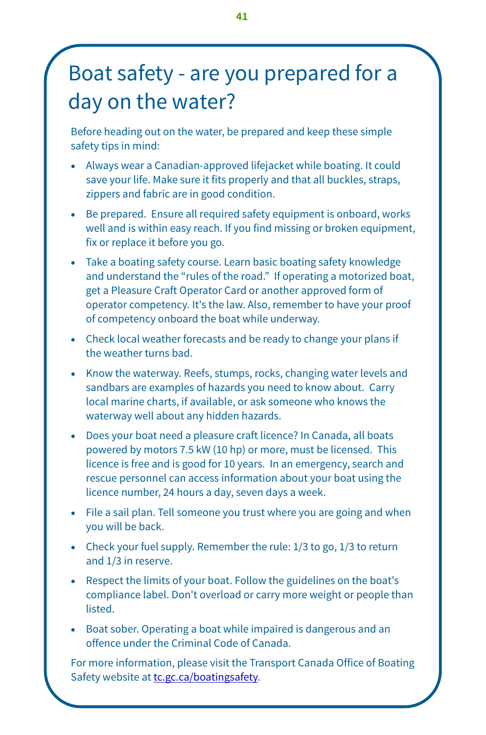# Boat safety - are you prepared for a day on the water?

Before heading out on the water, be prepared and keep these simple safety tips in mind:

- Always wear a Canadian-approved lifejacket while boating. It could save your life. Make sure it fits properly and that all buckles, straps, zippers and fabric are in good condition.
- Be prepared. Ensure all required safety equipment is onboard, works well and is within easy reach. If you find missing or broken equipment, fix or replace it before you go.
- Take a boating safety course. Learn basic boating safety knowledge and understand the "rules of the road." If operating a motorized boat, get a Pleasure Craft Operator Card or another approved form of operator competency. It's the law. Also, remember to have your proof of competency onboard the boat while underway.
- Check local weather forecasts and be ready to change your plans if the weather turns bad.
- Know the waterway. Reefs, stumps, rocks, changing water levels and sandbars are examples of hazards you need to know about. Carry local marine charts, if available, or ask someone who knows the waterway well about any hidden hazards.
- Does your boat need a pleasure craft licence? In Canada, all boats powered by motors 7.5 kW (10 hp) or more, must be licensed. This licence is free and is good for 10 years. In an emergency, search and rescue personnel can access information about your boat using the licence number, 24 hours a day, seven days a week.
- File a sail plan. Tell someone you trust where you are going and when you will be back.
- Check your fuel supply. Remember the rule: 1/3 to go, 1/3 to return and 1/3 in reserve.
- Respect the limits of your boat. Follow the guidelines on the boat's compliance label. Don't overload or carry more weight or people than listed.
- Boat sober. Operating a boat while impaired is dangerous and an offence under the Criminal Code of Canada.

For more information, please visit the Transport Canada Office of Boating Safety website at [tc.gc.ca/boatingsafety](tc.gc.ca/boatingsafety).